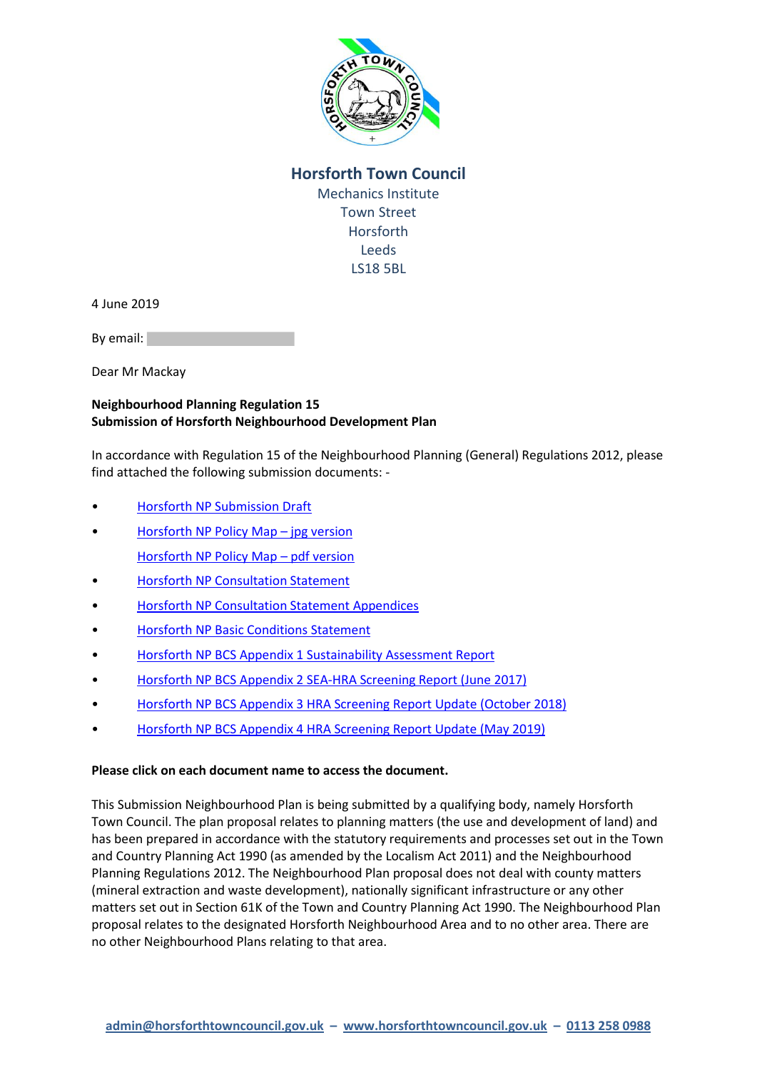# Horsforth Town Council

Mechanics Institute
Town Street
Horsforth
Leeds
LS18 5BL

4 June 2019

By email:

Dear Mr Mackay

**Neighbourhood Planning Regulation 15**
**Submission of Horsforth Neighbourhood Development Plan**

In accordance with Regulation 15 of the Neighbourhood Planning (General) Regulations 2012, please find attached the following submission documents: -

- Horsforth NP Submission Draft
- Horsforth NP Policy Map – jpg version
  Horsforth NP Policy Map – pdf version
- Horsforth NP Consultation Statement
- Horsforth NP Consultation Statement Appendices
- Horsforth NP Basic Conditions Statement
- Horsforth NP BCS Appendix 1 Sustainability Assessment Report
- Horsforth NP BCS Appendix 2 SEA-HRA Screening Report (June 2017)
- Horsforth NP BCS Appendix 3 HRA Screening Report Update (October 2018)
- Horsforth NP BCS Appendix 4 HRA Screening Report Update (May 2019)

**Please click on each document name to access the document.**

This Submission Neighbourhood Plan is being submitted by a qualifying body, namely Horsforth Town Council. The plan proposal relates to planning matters (the use and development of land) and has been prepared in accordance with the statutory requirements and processes set out in the Town and Country Planning Act 1990 (as amended by the Localism Act 2011) and the Neighbourhood Planning Regulations 2012. The Neighbourhood Plan proposal does not deal with county matters (mineral extraction and waste development), nationally significant infrastructure or any other matters set out in Section 61K of the Town and Country Planning Act 1990. The Neighbourhood Plan proposal relates to the designated Horsforth Neighbourhood Area and to no other area. There are no other Neighbourhood Plans relating to that area.

admin@horsforthtowncouncil.gov.uk – www.horsforthtowncouncil.gov.uk – 0113 258 0988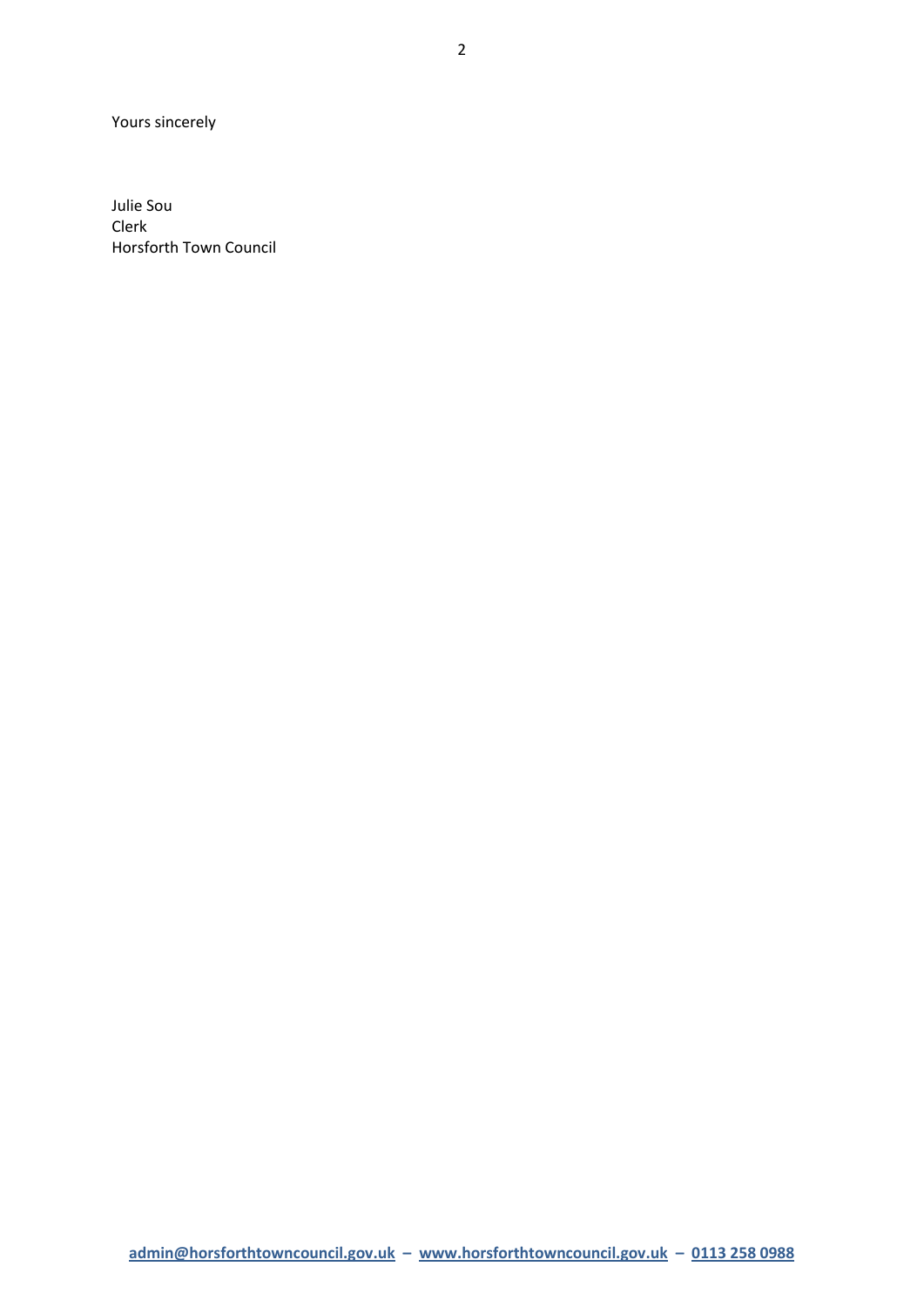Yours sincerely

Julie Sou  
Clerk  
Horsforth Town Council

admin@horsforthtowncouncil.gov.uk – www.horsforthtowncouncil.gov.uk – 0113 258 0988